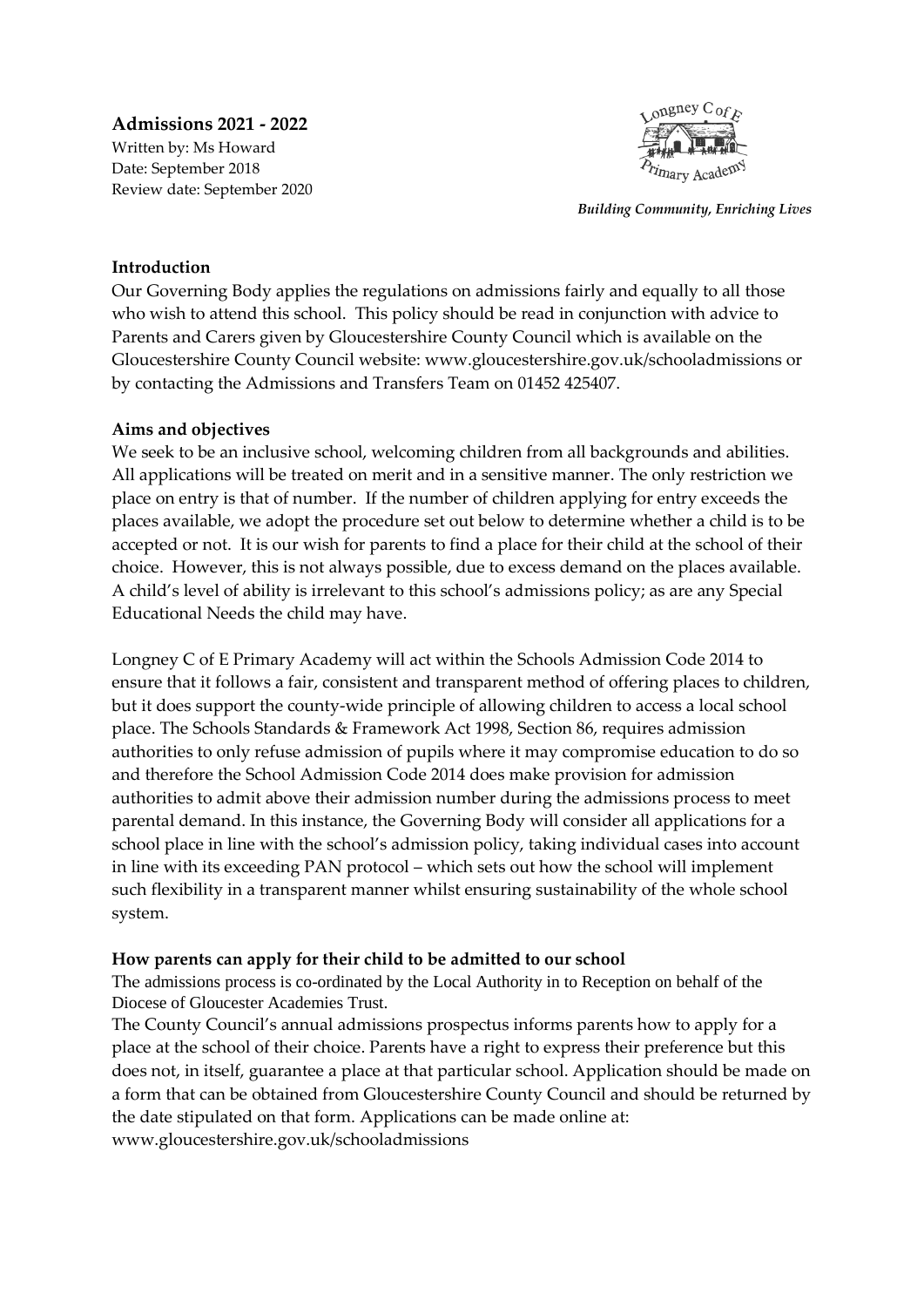# Admissions 2021 - 2022

Written by: Ms Howard
Date: September 2018
Review date: September 2020

*Building Community, Enriching Lives*

**Introduction**

Our Governing Body applies the regulations on admissions fairly and equally to all those who wish to attend this school. This policy should be read in conjunction with advice to Parents and Carers given by Gloucestershire County Council which is available on the Gloucestershire County Council website: www.gloucestershire.gov.uk/schooladmissions or by contacting the Admissions and Transfers Team on 01452 425407.

**Aims and objectives**

We seek to be an inclusive school, welcoming children from all backgrounds and abilities. All applications will be treated on merit and in a sensitive manner. The only restriction we place on entry is that of number. If the number of children applying for entry exceeds the places available, we adopt the procedure set out below to determine whether a child is to be accepted or not. It is our wish for parents to find a place for their child at the school of their choice. However, this is not always possible, due to excess demand on the places available. A child's level of ability is irrelevant to this school's admissions policy; as are any Special Educational Needs the child may have.

Longney C of E Primary Academy will act within the Schools Admission Code 2014 to ensure that it follows a fair, consistent and transparent method of offering places to children, but it does support the county-wide principle of allowing children to access a local school place. The Schools Standards & Framework Act 1998, Section 86, requires admission authorities to only refuse admission of pupils where it may compromise education to do so and therefore the School Admission Code 2014 does make provision for admission authorities to admit above their admission number during the admissions process to meet parental demand. In this instance, the Governing Body will consider all applications for a school place in line with the school's admission policy, taking individual cases into account in line with its exceeding PAN protocol – which sets out how the school will implement such flexibility in a transparent manner whilst ensuring sustainability of the whole school system.

**How parents can apply for their child to be admitted to our school**

The admissions process is co-ordinated by the Local Authority in to Reception on behalf of the Diocese of Gloucester Academies Trust.

The County Council's annual admissions prospectus informs parents how to apply for a place at the school of their choice. Parents have a right to express their preference but this does not, in itself, guarantee a place at that particular school. Application should be made on a form that can be obtained from Gloucestershire County Council and should be returned by the date stipulated on that form. Applications can be made online at: www.gloucestershire.gov.uk/schooladmissions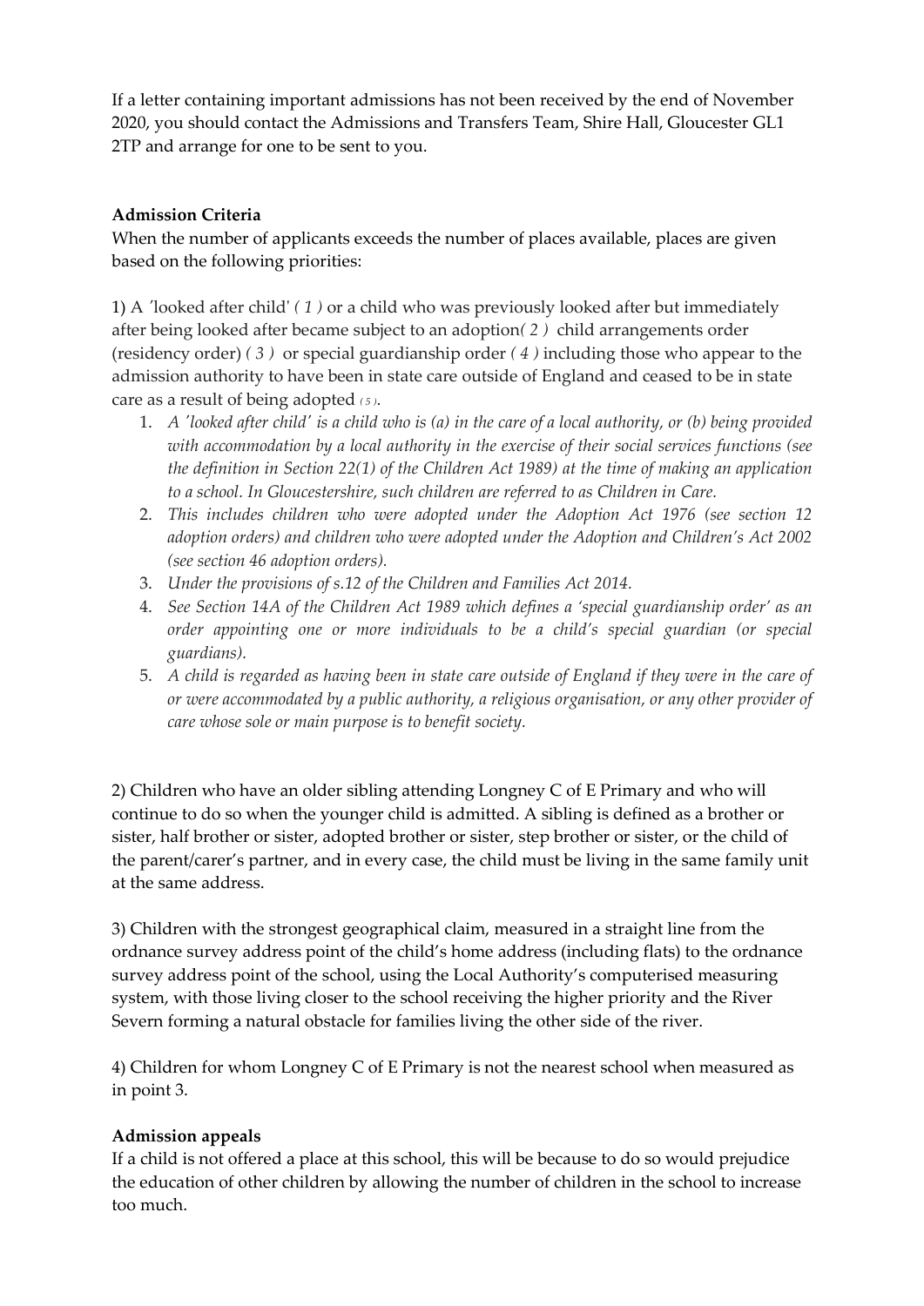If a letter containing important admissions has not been received by the end of November 2020, you should contact the Admissions and Transfers Team, Shire Hall, Gloucester GL1 2TP and arrange for one to be sent to you.

**Admission Criteria**

When the number of applicants exceeds the number of places available, places are given based on the following priorities:

1) A *'looked after child' ( 1 )* or a child who was previously looked after but immediately after being looked after became subject to an adoption*( 2 )* child arrangements order (residency order) *( 3 )* or special guardianship order *( 4 )* including those who appear to the admission authority to have been in state care outside of England and ceased to be in state care as a result of being adopted *( 5 )*.

1. *A 'looked after child' is a child who is (a) in the care of a local authority, or (b) being provided with accommodation by a local authority in the exercise of their social services functions (see the definition in Section 22(1) of the Children Act 1989) at the time of making an application to a school. In Gloucestershire, such children are referred to as Children in Care.*
2. *This includes children who were adopted under the Adoption Act 1976 (see section 12 adoption orders) and children who were adopted under the Adoption and Children's Act 2002 (see section 46 adoption orders).*
3. *Under the provisions of s.12 of the Children and Families Act 2014.*
4. *See Section 14A of the Children Act 1989 which defines a 'special guardianship order' as an order appointing one or more individuals to be a child's special guardian (or special guardians).*
5. *A child is regarded as having been in state care outside of England if they were in the care of or were accommodated by a public authority, a religious organisation, or any other provider of care whose sole or main purpose is to benefit society.*

2) Children who have an older sibling attending Longney C of E Primary and who will continue to do so when the younger child is admitted. A sibling is defined as a brother or sister, half brother or sister, adopted brother or sister, step brother or sister, or the child of the parent/carer's partner, and in every case, the child must be living in the same family unit at the same address.

3) Children with the strongest geographical claim, measured in a straight line from the ordnance survey address point of the child's home address (including flats) to the ordnance survey address point of the school, using the Local Authority's computerised measuring system, with those living closer to the school receiving the higher priority and the River Severn forming a natural obstacle for families living the other side of the river.

4) Children for whom Longney C of E Primary is not the nearest school when measured as in point 3.

**Admission appeals**

If a child is not offered a place at this school, this will be because to do so would prejudice the education of other children by allowing the number of children in the school to increase too much.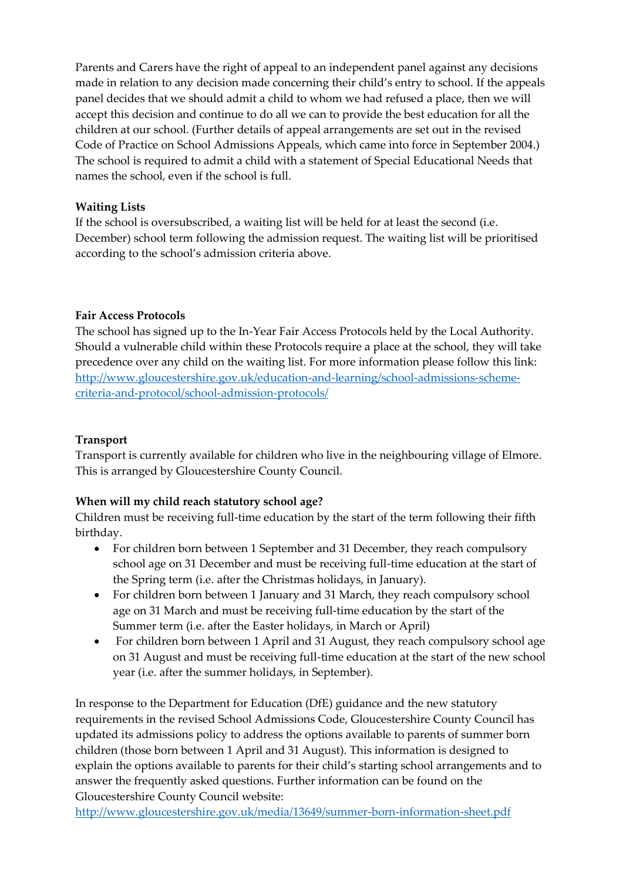Parents and Carers have the right of appeal to an independent panel against any decisions made in relation to any decision made concerning their child's entry to school. If the appeals panel decides that we should admit a child to whom we had refused a place, then we will accept this decision and continue to do all we can to provide the best education for all the children at our school. (Further details of appeal arrangements are set out in the revised Code of Practice on School Admissions Appeals, which came into force in September 2004.) The school is required to admit a child with a statement of Special Educational Needs that names the school, even if the school is full.

**Waiting Lists**

If the school is oversubscribed, a waiting list will be held for at least the second (i.e. December) school term following the admission request. The waiting list will be prioritised according to the school's admission criteria above.

**Fair Access Protocols**

The school has signed up to the In-Year Fair Access Protocols held by the Local Authority. Should a vulnerable child within these Protocols require a place at the school, they will take precedence over any child on the waiting list. For more information please follow this link: [http://www.gloucestershire.gov.uk/education-and-learning/school-admissions-scheme-criteria-and-protocol/school-admission-protocols/](http://www.gloucestershire.gov.uk/education-and-learning/school-admissions-scheme-criteria-and-protocol/school-admission-protocols/)

**Transport**

Transport is currently available for children who live in the neighbouring village of Elmore. This is arranged by Gloucestershire County Council.

**When will my child reach statutory school age?**

Children must be receiving full-time education by the start of the term following their fifth birthday.

- For children born between 1 September and 31 December, they reach compulsory school age on 31 December and must be receiving full-time education at the start of the Spring term (i.e. after the Christmas holidays, in January).
- For children born between 1 January and 31 March, they reach compulsory school age on 31 March and must be receiving full-time education by the start of the Summer term (i.e. after the Easter holidays, in March or April)
- For children born between 1 April and 31 August, they reach compulsory school age on 31 August and must be receiving full-time education at the start of the new school year (i.e. after the summer holidays, in September).

In response to the Department for Education (DfE) guidance and the new statutory requirements in the revised School Admissions Code, Gloucestershire County Council has updated its admissions policy to address the options available to parents of summer born children (those born between 1 April and 31 August). This information is designed to explain the options available to parents for their child's starting school arrangements and to answer the frequently asked questions. Further information can be found on the Gloucestershire County Council website:
[http://www.gloucestershire.gov.uk/media/13649/summer-born-information-sheet.pdf](http://www.gloucestershire.gov.uk/media/13649/summer-born-information-sheet.pdf)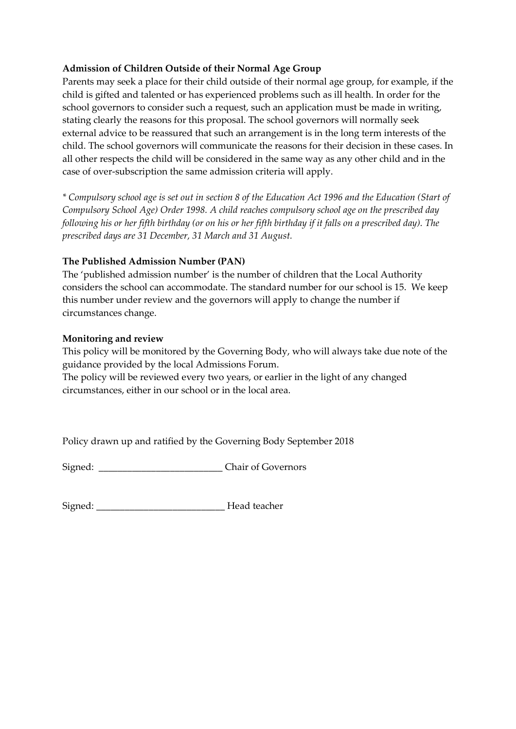**Admission of Children Outside of their Normal Age Group**

Parents may seek a place for their child outside of their normal age group, for example, if the child is gifted and talented or has experienced problems such as ill health. In order for the school governors to consider such a request, such an application must be made in writing, stating clearly the reasons for this proposal. The school governors will normally seek external advice to be reassured that such an arrangement is in the long term interests of the child. The school governors will communicate the reasons for their decision in these cases. In all other respects the child will be considered in the same way as any other child and in the case of over-subscription the same admission criteria will apply.

*\* Compulsory school age is set out in section 8 of the Education Act 1996 and the Education (Start of Compulsory School Age) Order 1998. A child reaches compulsory school age on the prescribed day following his or her fifth birthday (or on his or her fifth birthday if it falls on a prescribed day). The prescribed days are 31 December, 31 March and 31 August.*

**The Published Admission Number (PAN)**

The 'published admission number' is the number of children that the Local Authority considers the school can accommodate. The standard number for our school is 15. We keep this number under review and the governors will apply to change the number if circumstances change.

**Monitoring and review**

This policy will be monitored by the Governing Body, who will always take due note of the guidance provided by the local Admissions Forum.

The policy will be reviewed every two years, or earlier in the light of any changed circumstances, either in our school or in the local area.

Policy drawn up and ratified by the Governing Body September 2018

Signed: \_\_\_\_\_\_\_\_\_\_\_\_\_\_\_\_\_\_\_\_\_\_\_\_\_\_ Chair of Governors

Signed: \_\_\_\_\_\_\_\_\_\_\_\_\_\_\_\_\_\_\_\_\_\_\_\_\_\_\_ Head teacher